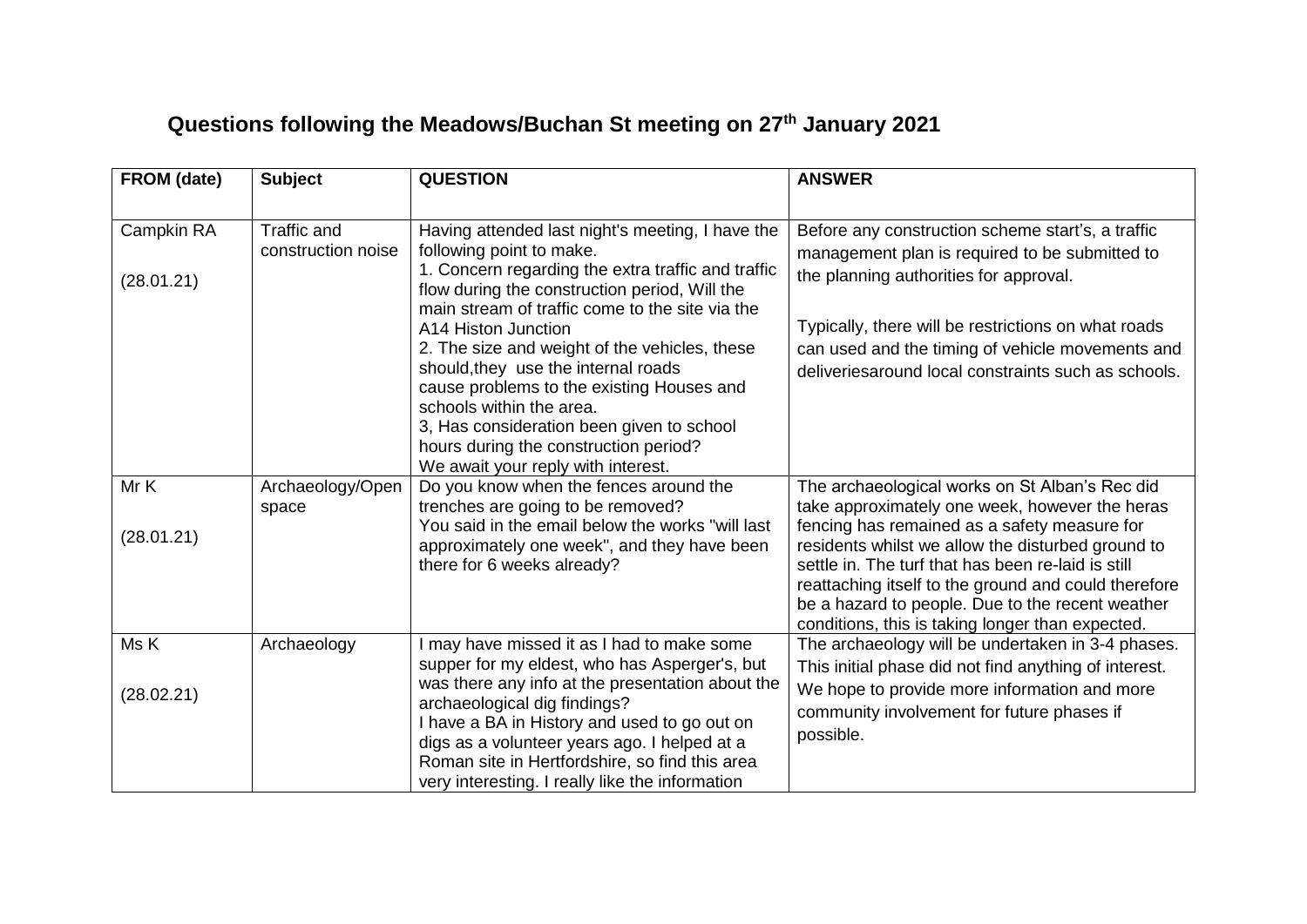# Questions following the Meadows/Buchan St meeting on 27th January 2021

| FROM (date) | Subject | QUESTION | ANSWER |
|---|---|---|---|
| Campkin RA<br><br>(28.01.21) | Traffic and construction noise | Having attended last night's meeting, I have the following point to make.<br>1. Concern regarding the extra traffic and traffic flow during the construction period, Will the main stream of traffic come to the site via the A14 Histon Junction<br>2. The size and weight of the vehicles, these should,they use the internal roads cause problems to the existing Houses and schools within the area.<br>3, Has consideration been given to school hours during the construction period?<br>We await your reply with interest. | Before any construction scheme start's, a traffic management plan is required to be submitted to the planning authorities for approval.<br><br>Typically, there will be restrictions on what roads can used and the timing of vehicle movements and deliveriesaround local constraints such as schools. |
| Mr K<br><br>(28.01.21) | Archaeology/Open space | Do you know when the fences around the trenches are going to be removed?<br>You said in the email below the works "will last approximately one week", and they have been there for 6 weeks already? | The archaeological works on St Alban's Rec did take approximately one week, however the heras fencing has remained as a safety measure for residents whilst we allow the disturbed ground to settle in. The turf that has been re-laid is still reattaching itself to the ground and could therefore be a hazard to people. Due to the recent weather conditions, this is taking longer than expected. |
| Ms K<br><br>(28.02.21) | Archaeology | I may have missed it as I had to make some supper for my eldest, who has Asperger's, but was there any info at the presentation about the archaeological dig findings?<br>I have a BA in History and used to go out on digs as a volunteer years ago. I helped at a Roman site in Hertfordshire, so find this area very interesting. I really like the information | The archaeology will be undertaken in 3-4 phases. This initial phase did not find anything of interest. We hope to provide more information and more community involvement for future phases if possible. |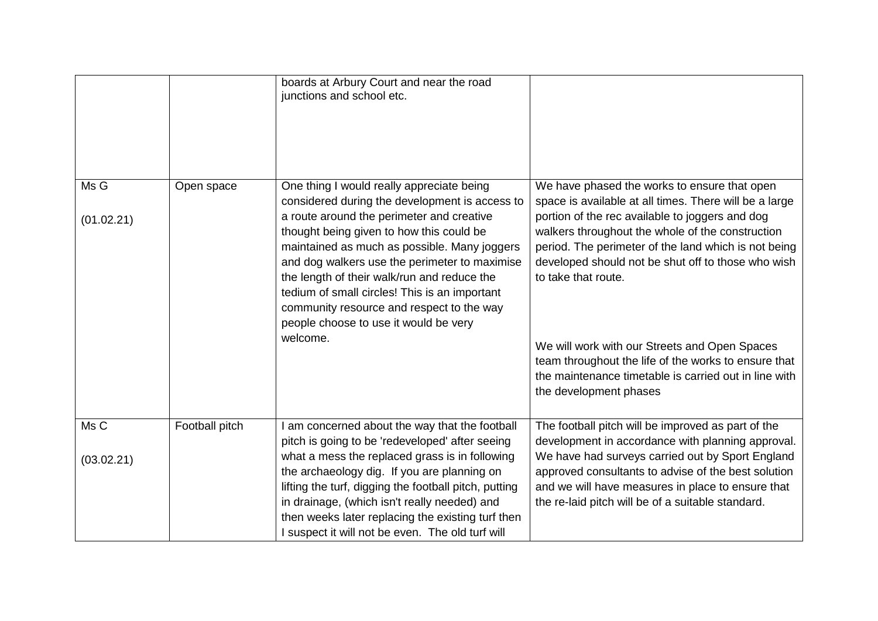| | | | |
|---|---|---|---|
| | | boards at Arbury Court and near the road junctions and school etc. | |
| Ms G<br><br>(01.02.21) | Open space | One thing I would really appreciate being considered during the development is access to a route around the perimeter and creative thought being given to how this could be maintained as much as possible. Many joggers and dog walkers use the perimeter to maximise the length of their walk/run and reduce the tedium of small circles! This is an important community resource and respect to the way people choose to use it would be very welcome. | We have phased the works to ensure that open space is available at all times. There will be a large portion of the rec available to joggers and dog walkers throughout the whole of the construction period. The perimeter of the land which is not being developed should not be shut off to those who wish to take that route.<br><br>We will work with our Streets and Open Spaces team throughout the life of the works to ensure that the maintenance timetable is carried out in line with the development phases |
| Ms C<br><br>(03.02.21) | Football pitch | I am concerned about the way that the football pitch is going to be 'redeveloped' after seeing what a mess the replaced grass is in following the archaeology dig. If you are planning on lifting the turf, digging the football pitch, putting in drainage, (which isn't really needed) and then weeks later replacing the existing turf then I suspect it will not be even. The old turf will | The football pitch will be improved as part of the development in accordance with planning approval. We have had surveys carried out by Sport England approved consultants to advise of the best solution and we will have measures in place to ensure that the re-laid pitch will be of a suitable standard. |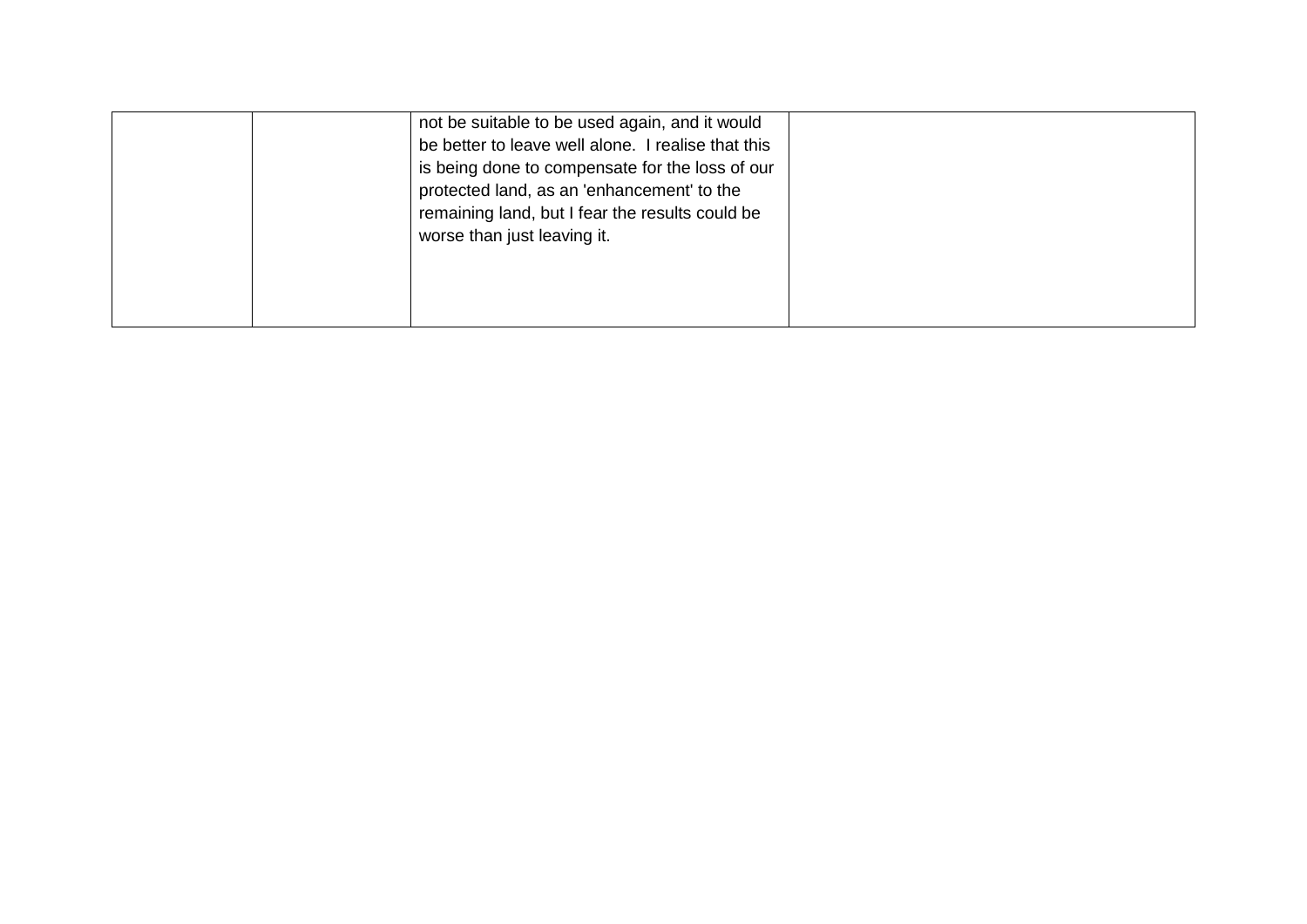| | | | |
|---|---|---|---|
| | | not be suitable to be used again, and it would be better to leave well alone. I realise that this is being done to compensate for the loss of our protected land, as an 'enhancement' to the remaining land, but I fear the results could be worse than just leaving it. | |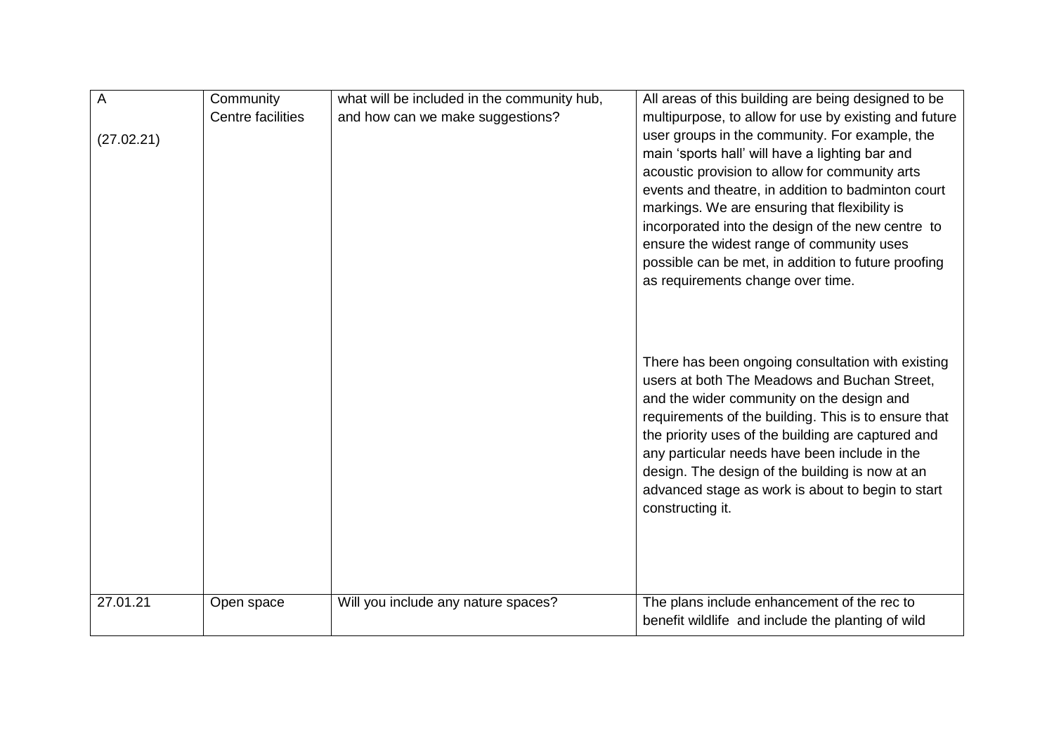| | | | |
|---|---|---|---|
| A<br><br>(27.02.21) | Community Centre facilities | what will be included in the community hub, and how can we make suggestions? | All areas of this building are being designed to be multipurpose, to allow for use by existing and future user groups in the community. For example, the main 'sports hall' will have a lighting bar and acoustic provision to allow for community arts events and theatre, in addition to badminton court markings. We are ensuring that flexibility is incorporated into the design of the new centre to ensure the widest range of community uses possible can be met, in addition to future proofing as requirements change over time.<br><br>There has been ongoing consultation with existing users at both The Meadows and Buchan Street, and the wider community on the design and requirements of the building. This is to ensure that the priority uses of the building are captured and any particular needs have been include in the design. The design of the building is now at an advanced stage as work is about to begin to start constructing it. |
| 27.01.21 | Open space | Will you include any nature spaces? | The plans include enhancement of the rec to benefit wildlife and include the planting of wild |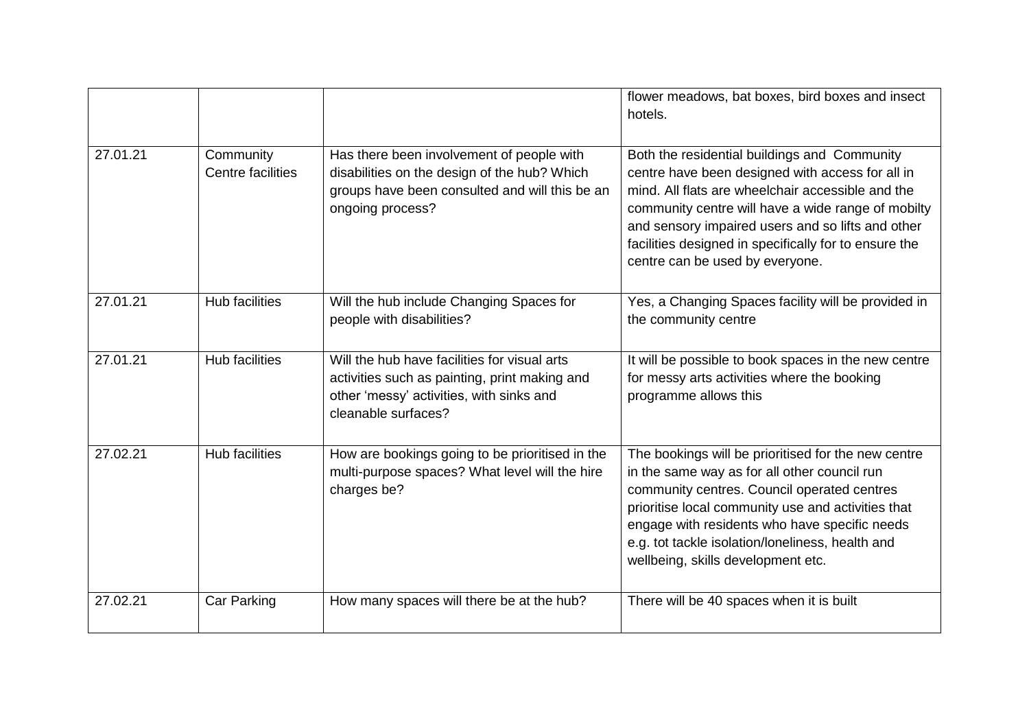| | | | |
|---|---|---|---|
| | | | flower meadows, bat boxes, bird boxes and insect hotels. |
| 27.01.21 | Community Centre facilities | Has there been involvement of people with disabilities on the design of the hub? Which groups have been consulted and will this be an ongoing process? | Both the residential buildings and Community centre have been designed with access for all in mind. All flats are wheelchair accessible and the community centre will have a wide range of mobilty and sensory impaired users and so lifts and other facilities designed in specifically for to ensure the centre can be used by everyone. |
| 27.01.21 | Hub facilities | Will the hub include Changing Spaces for people with disabilities? | Yes, a Changing Spaces facility will be provided in the community centre |
| 27.01.21 | Hub facilities | Will the hub have facilities for visual arts activities such as painting, print making and other 'messy' activities, with sinks and cleanable surfaces? | It will be possible to book spaces in the new centre for messy arts activities where the booking programme allows this |
| 27.02.21 | Hub facilities | How are bookings going to be prioritised in the multi-purpose spaces? What level will the hire charges be? | The bookings will be prioritised for the new centre in the same way as for all other council run community centres. Council operated centres prioritise local community use and activities that engage with residents who have specific needs e.g. tot tackle isolation/loneliness, health and wellbeing, skills development etc. |
| 27.02.21 | Car Parking | How many spaces will there be at the hub? | There will be 40 spaces when it is built |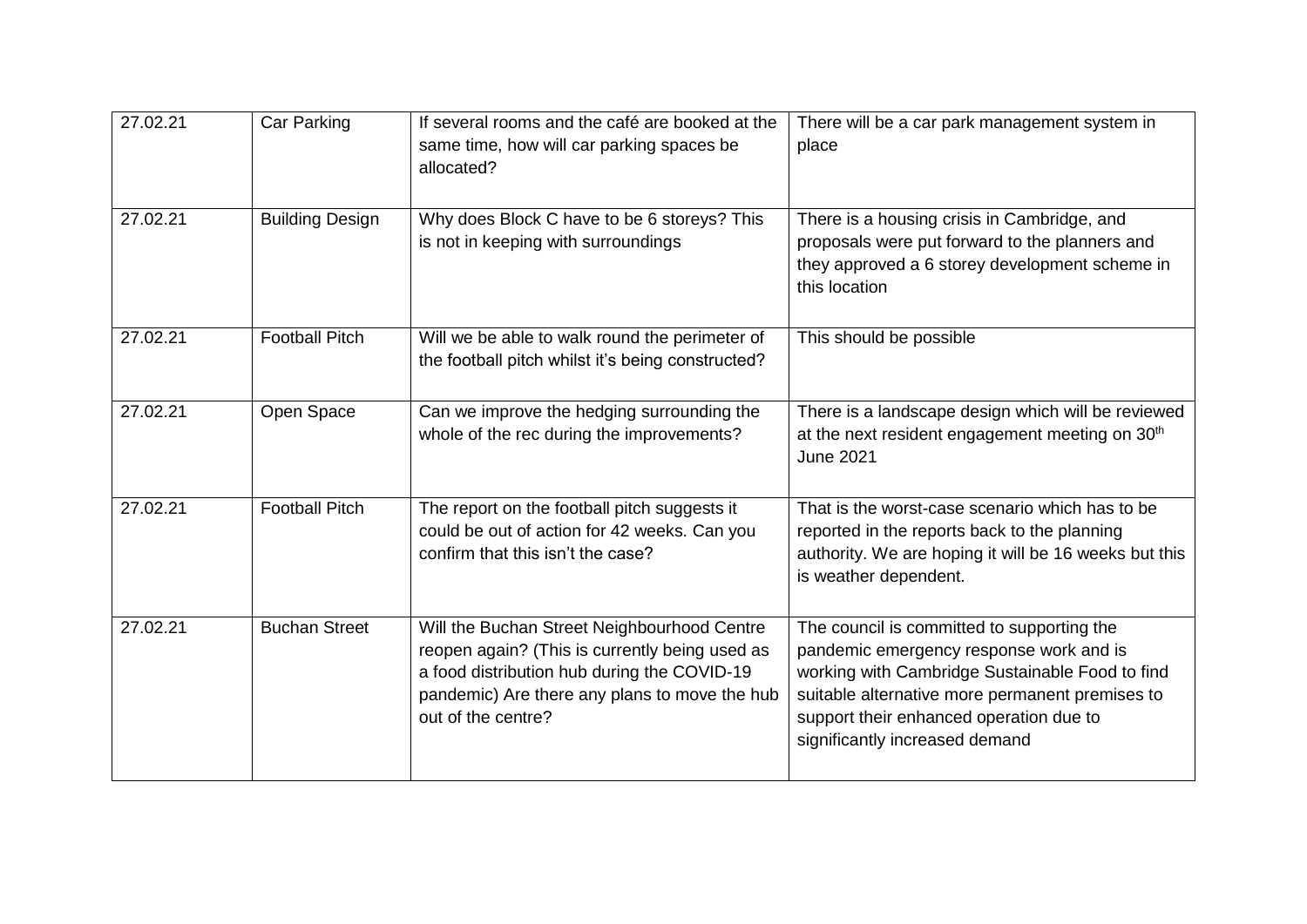| 27.02.21 | Car Parking | If several rooms and the café are booked at the same time, how will car parking spaces be allocated? | There will be a car park management system in place |
|---|---|---|---|
| 27.02.21 | Building Design | Why does Block C have to be 6 storeys? This is not in keeping with surroundings | There is a housing crisis in Cambridge, and proposals were put forward to the planners and they approved a 6 storey development scheme in this location |
| 27.02.21 | Football Pitch | Will we be able to walk round the perimeter of the football pitch whilst it's being constructed? | This should be possible |
| 27.02.21 | Open Space | Can we improve the hedging surrounding the whole of the rec during the improvements? | There is a landscape design which will be reviewed at the next resident engagement meeting on 30th June 2021 |
| 27.02.21 | Football Pitch | The report on the football pitch suggests it could be out of action for 42 weeks. Can you confirm that this isn't the case? | That is the worst-case scenario which has to be reported in the reports back to the planning authority. We are hoping it will be 16 weeks but this is weather dependent. |
| 27.02.21 | Buchan Street | Will the Buchan Street Neighbourhood Centre reopen again? (This is currently being used as a food distribution hub during the COVID-19 pandemic) Are there any plans to move the hub out of the centre? | The council is committed to supporting the pandemic emergency response work and is working with Cambridge Sustainable Food to find suitable alternative more permanent premises to support their enhanced operation due to significantly increased demand |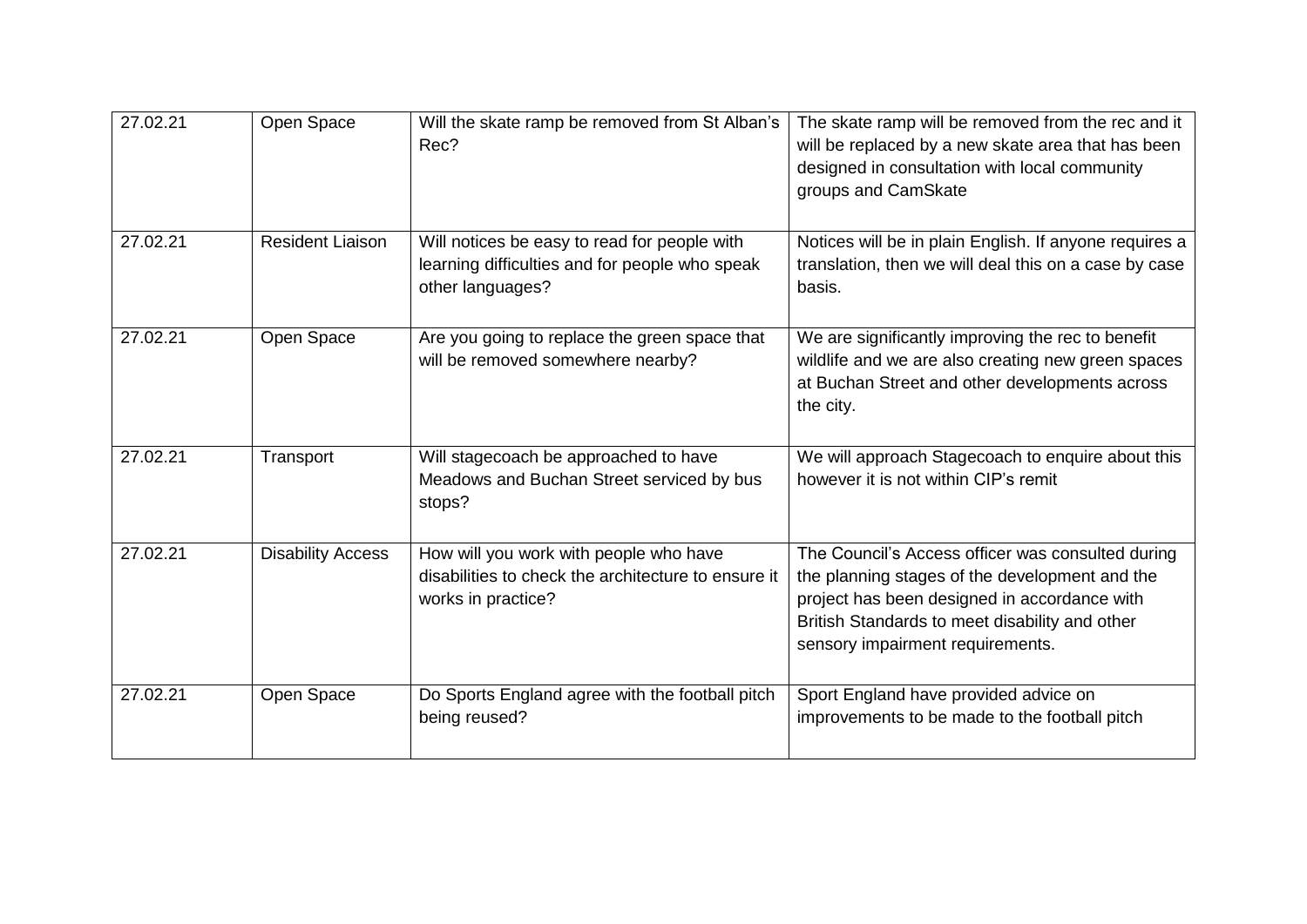| 27.02.21 | Open Space | Will the skate ramp be removed from St Alban's Rec? | The skate ramp will be removed from the rec and it will be replaced by a new skate area that has been designed in consultation with local community groups and CamSkate |
|---|---|---|---|
| 27.02.21 | Resident Liaison | Will notices be easy to read for people with learning difficulties and for people who speak other languages? | Notices will be in plain English. If anyone requires a translation, then we will deal this on a case by case basis. |
| 27.02.21 | Open Space | Are you going to replace the green space that will be removed somewhere nearby? | We are significantly improving the rec to benefit wildlife and we are also creating new green spaces at Buchan Street and other developments across the city. |
| 27.02.21 | Transport | Will stagecoach be approached to have Meadows and Buchan Street serviced by bus stops? | We will approach Stagecoach to enquire about this however it is not within CIP's remit |
| 27.02.21 | Disability Access | How will you work with people who have disabilities to check the architecture to ensure it works in practice? | The Council's Access officer was consulted during the planning stages of the development and the project has been designed in accordance with British Standards to meet disability and other sensory impairment requirements. |
| 27.02.21 | Open Space | Do Sports England agree with the football pitch being reused? | Sport England have provided advice on improvements to be made to the football pitch |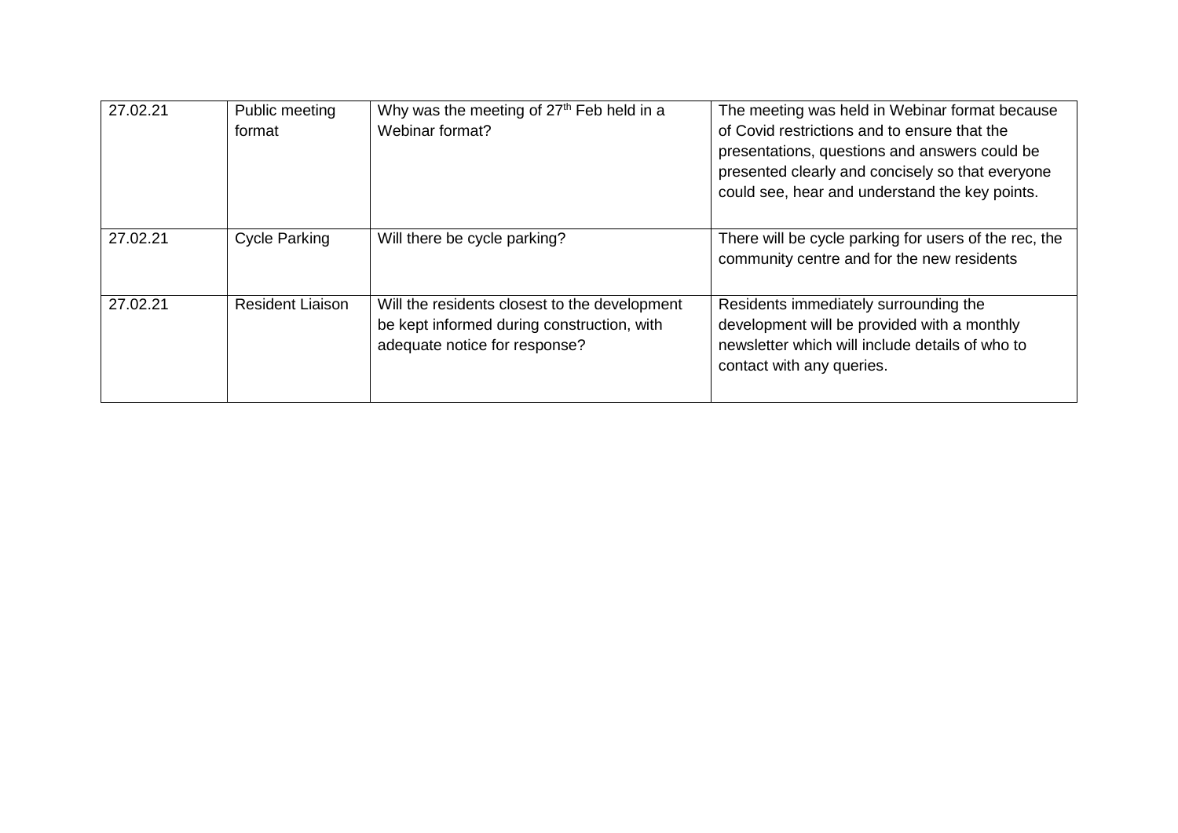| | | | |
|---|---|---|---|
| 27.02.21 | Public meeting format | Why was the meeting of 27th Feb held in a Webinar format? | The meeting was held in Webinar format because of Covid restrictions and to ensure that the presentations, questions and answers could be presented clearly and concisely so that everyone could see, hear and understand the key points. |
| 27.02.21 | Cycle Parking | Will there be cycle parking? | There will be cycle parking for users of the rec, the community centre and for the new residents |
| 27.02.21 | Resident Liaison | Will the residents closest to the development be kept informed during construction, with adequate notice for response? | Residents immediately surrounding the development will be provided with a monthly newsletter which will include details of who to contact with any queries. |